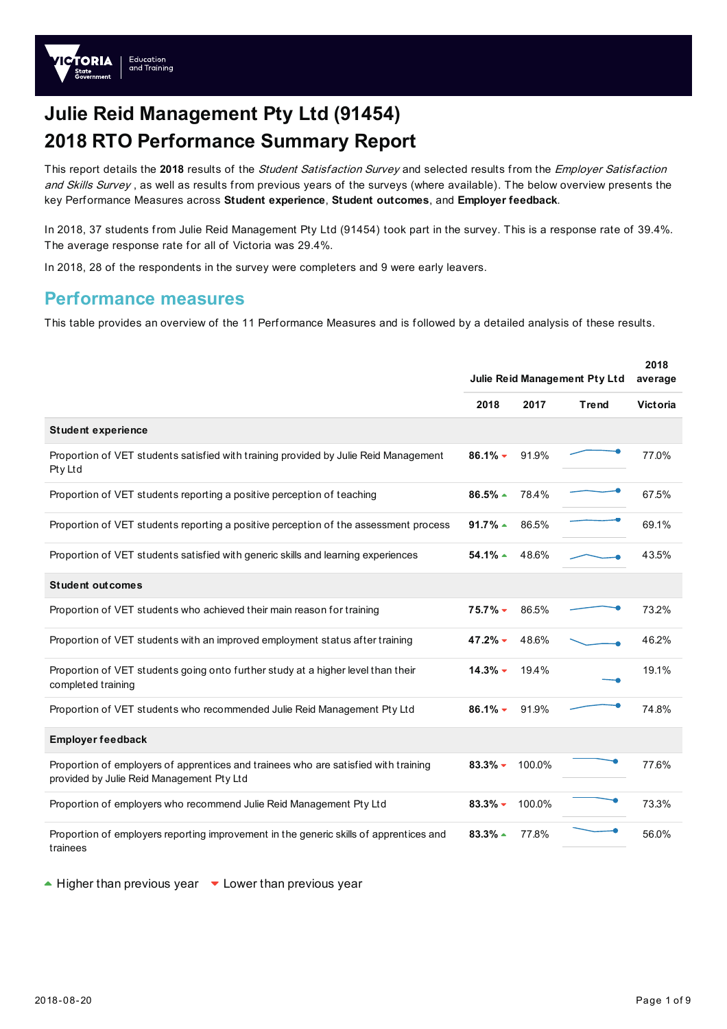# Julie Reid Management Pty Ltd (91454)
# 2018 RTO Performance Summary Report

This report details the **2018** results of the *Student Satisfaction Survey* and selected results from the *Employer Satisfaction and Skills Survey* , as well as results from previous years of the surveys (where available). The below overview presents the key Performance Measures across **Student experience**, **Student outcomes**, and **Employer feedback**.

In 2018, 37 students from Julie Reid Management Pty Ltd (91454) took part in the survey. This is a response rate of 39.4%. The average response rate for all of Victoria was 29.4%.

In 2018, 28 of the respondents in the survey were completers and 9 were early leavers.

## Performance measures

This table provides an overview of the 11 Performance Measures and is followed by a detailed analysis of these results.

| | Julie Reid Management Pty Ltd | | | 2018 average |
|---|---|---|---|---|
| | 2018 | 2017 | Trend | Victoria |
| **Student experience** | | | | |
| Proportion of VET students satisfied with training provided by Julie Reid Management Pty Ltd | **86.1%** ▼ | 91.9% | | 77.0% |
| Proportion of VET students reporting a positive perception of teaching | **86.5%** ▲ | 78.4% | | 67.5% |
| Proportion of VET students reporting a positive perception of the assessment process | **91.7%** ▲ | 86.5% | | 69.1% |
| Proportion of VET students satisfied with generic skills and learning experiences | **54.1%** ▲ | 48.6% | | 43.5% |
| **Student outcomes** | | | | |
| Proportion of VET students who achieved their main reason for training | **75.7%** ▼ | 86.5% | | 73.2% |
| Proportion of VET students with an improved employment status after training | **47.2%** ▼ | 48.6% | | 46.2% |
| Proportion of VET students going onto further study at a higher level than their completed training | **14.3%** ▼ | 19.4% | | 19.1% |
| Proportion of VET students who recommended Julie Reid Management Pty Ltd | **86.1%** ▼ | 91.9% | | 74.8% |
| **Employer feedback** | | | | |
| Proportion of employers of apprentices and trainees who are satisfied with training provided by Julie Reid Management Pty Ltd | **83.3%** ▼ | 100.0% | | 77.6% |
| Proportion of employers who recommend Julie Reid Management Pty Ltd | **83.3%** ▼ | 100.0% | | 73.3% |
| Proportion of employers reporting improvement in the generic skills of apprentices and trainees | **83.3%** ▲ | 77.8% | | 56.0% |

▲ Higher than previous year ▼ Lower than previous year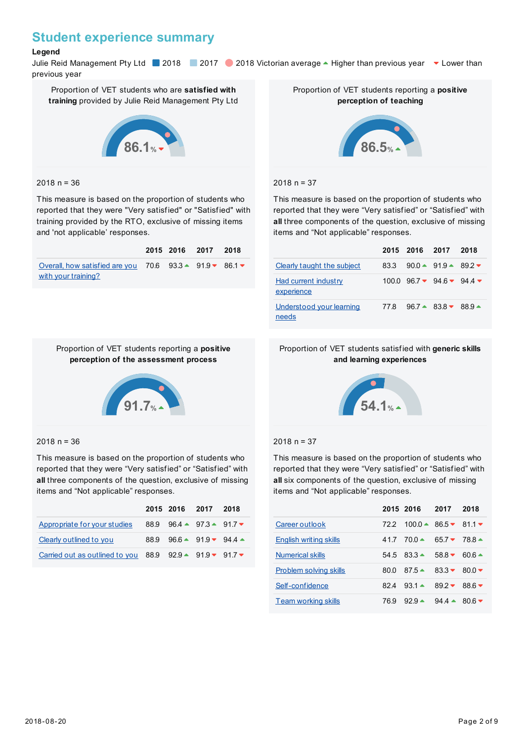## Student experience summary

**Legend**

Julie Reid Management Pty Ltd ■ 2018 ■ 2017 ● 2018 Victorian average ▲ Higher than previous year ▼ Lower than previous year

### Proportion of VET students who are **satisfied with training** provided by Julie Reid Management Pty Ltd

86.1% ▼

2018 n = 36

This measure is based on the proportion of students who reported that they were "Very satisfied" or "Satisfied" with training provided by the RTO, exclusive of missing items and 'not applicable' responses.

| | 2015 | 2016 | 2017 | 2018 |
|---|---|---|---|---|
| Overall, how satisfied are you with your training? | 70.6 | 93.3 ▲ | 91.9 ▼ | 86.1 ▼ |

### Proportion of VET students reporting a **positive perception of teaching**

86.5% ▲

2018 n = 37

This measure is based on the proportion of students who reported that they were “Very satisfied” or “Satisfied” with **all** three components of the question, exclusive of missing items and “Not applicable” responses.

| | 2015 | 2016 | 2017 | 2018 |
|---|---|---|---|---|
| Clearly taught the subject | 83.3 | 90.0 ▲ | 91.9 ▲ | 89.2 ▼ |
| Had current industry experience | 100.0 | 96.7 ▼ | 94.6 ▼ | 94.4 ▼ |
| Understood your learning needs | 77.8 | 96.7 ▲ | 83.8 ▼ | 88.9 ▲ |

### Proportion of VET students reporting a **positive perception of the assessment process**

91.7% ▲

2018 n = 36

This measure is based on the proportion of students who reported that they were “Very satisfied” or “Satisfied” with **all** three components of the question, exclusive of missing items and “Not applicable” responses.

| | 2015 | 2016 | 2017 | 2018 |
|---|---|---|---|---|
| Appropriate for your studies | 88.9 | 96.4 ▲ | 97.3 ▲ | 91.7 ▼ |
| Clearly outlined to you | 88.9 | 96.6 ▲ | 91.9 ▼ | 94.4 ▲ |
| Carried out as outlined to you | 88.9 | 92.9 ▲ | 91.9 ▼ | 91.7 ▼ |

### Proportion of VET students satisfied with **generic skills and learning experiences**

54.1% ▲

2018 n = 37

This measure is based on the proportion of students who reported that they were “Very satisfied” or “Satisfied” with **all** six components of the question, exclusive of missing items and “Not applicable” responses.

| | 2015 | 2016 | 2017 | 2018 |
|---|---|---|---|---|
| Career outlook | 72.2 | 100.0 ▲ | 86.5 ▼ | 81.1 ▼ |
| English writing skills | 41.7 | 70.0 ▲ | 65.7 ▼ | 78.8 ▲ |
| Numerical skills | 54.5 | 83.3 ▲ | 58.8 ▼ | 60.6 ▲ |
| Problem solving skills | 80.0 | 87.5 ▲ | 83.3 ▼ | 80.0 ▼ |
| Self-confidence | 82.4 | 93.1 ▲ | 89.2 ▼ | 88.6 ▼ |
| Team working skills | 76.9 | 92.9 ▲ | 94.4 ▲ | 80.6 ▼ |

2018-08-20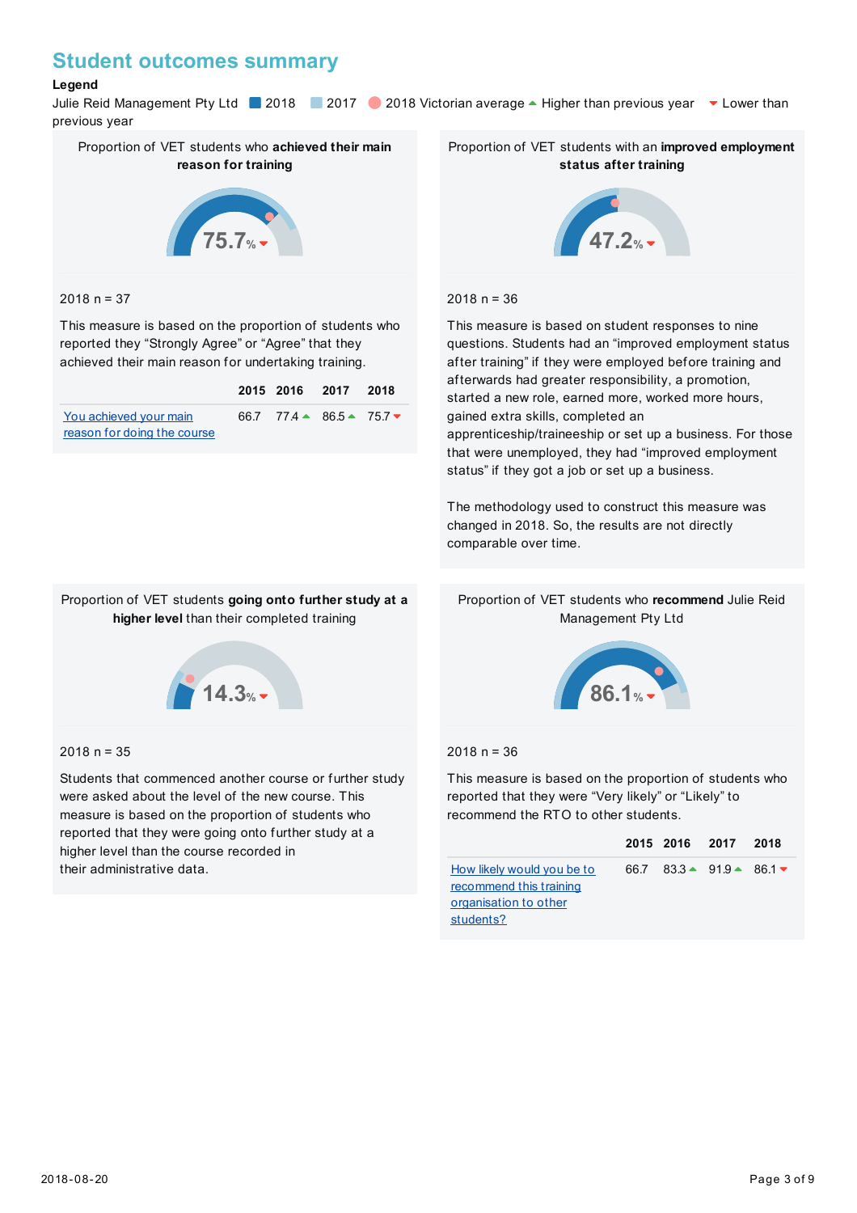# Student outcomes summary

**Legend**

Julie Reid Management Pty Ltd ■ 2018 ■ 2017 ● 2018 Victorian average ▲ Higher than previous year ▼ Lower than previous year

## Proportion of VET students who **achieved their main reason for training**

75.7% ▼

2018 n = 37

This measure is based on the proportion of students who reported they “Strongly Agree” or “Agree” that they achieved their main reason for undertaking training.

| | 2015 | 2016 | 2017 | 2018 |
|---|---|---|---|---|
| You achieved your main reason for doing the course | 66.7 | 77.4 ▲ | 86.5 ▲ | 75.7 ▼ |

## Proportion of VET students with an **improved employment status after training**

47.2% ▼

2018 n = 36

This measure is based on student responses to nine questions. Students had an “improved employment status after training” if they were employed before training and afterwards had greater responsibility, a promotion, started a new role, earned more, worked more hours, gained extra skills, completed an apprenticeship/traineeship or set up a business. For those that were unemployed, they had “improved employment status” if they got a job or set up a business.

The methodology used to construct this measure was changed in 2018. So, the results are not directly comparable over time.

## Proportion of VET students **going onto further study at a higher level** than their completed training

14.3% ▼

2018 n = 35

Students that commenced another course or further study were asked about the level of the new course. This measure is based on the proportion of students who reported that they were going onto further study at a higher level than the course recorded in their administrative data.

## Proportion of VET students who **recommend** Julie Reid Management Pty Ltd

86.1% ▼

2018 n = 36

This measure is based on the proportion of students who reported that they were “Very likely” or “Likely” to recommend the RTO to other students.

| | 2015 | 2016 | 2017 | 2018 |
|---|---|---|---|---|
| How likely would you be to recommend this training organisation to other students? | 66.7 | 83.3 ▲ | 91.9 ▲ | 86.1 ▼ |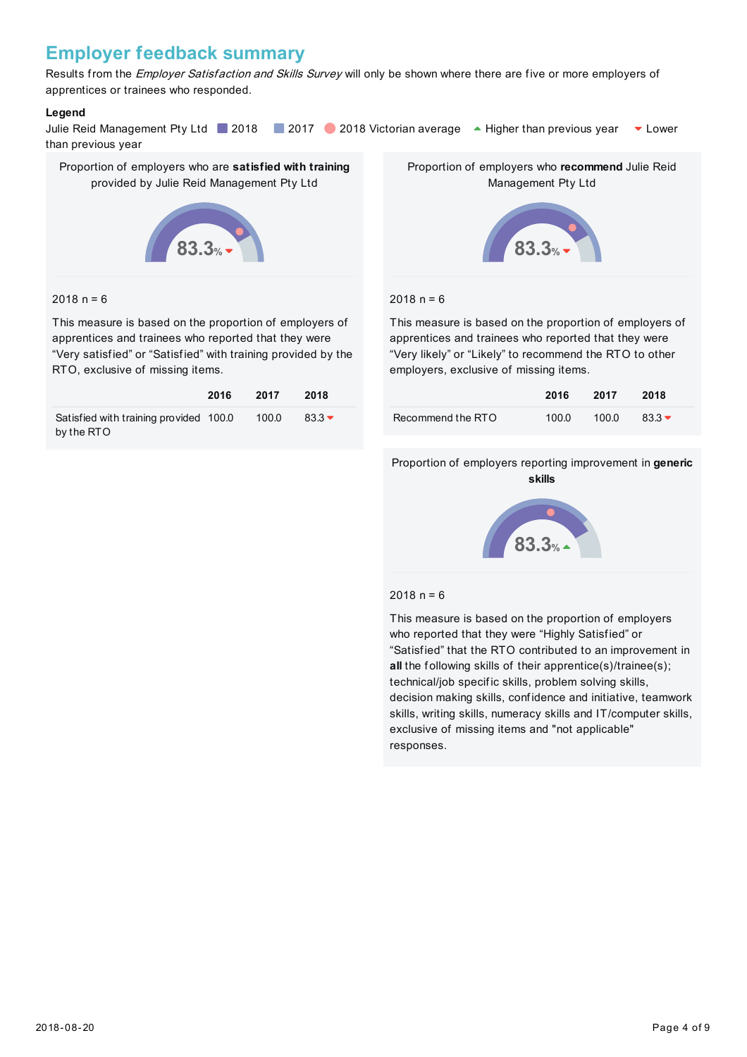# Employer feedback summary

Results from the *Employer Satisfaction and Skills Survey* will only be shown where there are five or more employers of apprentices or trainees who responded.

**Legend**

Julie Reid Management Pty Ltd ■ 2018 ■ 2017 ● 2018 Victorian average ▲ Higher than previous year ▼ Lower than previous year

## Proportion of employers who are **satisfied with training** provided by Julie Reid Management Pty Ltd

83.3% ▼

2018 n = 6

This measure is based on the proportion of employers of apprentices and trainees who reported that they were "Very satisfied" or "Satisfied" with training provided by the RTO, exclusive of missing items.

| | 2016 | 2017 | 2018 |
|---|---|---|---|
| Satisfied with training provided by the RTO | 100.0 | 100.0 | 83.3 ▼ |

## Proportion of employers who **recommend** Julie Reid Management Pty Ltd

83.3% ▼

2018 n = 6

This measure is based on the proportion of employers of apprentices and trainees who reported that they were "Very likely" or "Likely" to recommend the RTO to other employers, exclusive of missing items.

| | 2016 | 2017 | 2018 |
|---|---|---|---|
| Recommend the RTO | 100.0 | 100.0 | 83.3 ▼ |

## Proportion of employers reporting improvement in **generic skills**

83.3% ▲

2018 n = 6

This measure is based on the proportion of employers who reported that they were "Highly Satisfied" or "Satisfied" that the RTO contributed to an improvement in **all** the following skills of their apprentice(s)/trainee(s); technical/job specific skills, problem solving skills, decision making skills, confidence and initiative, teamwork skills, writing skills, numeracy skills and IT/computer skills, exclusive of missing items and "not applicable" responses.

2018-08-20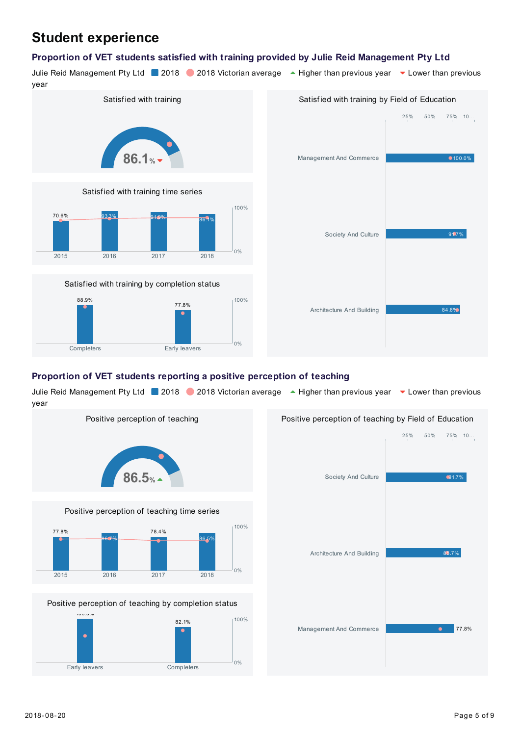# Student experience

## Proportion of VET students satisfied with training provided by Julie Reid Management Pty Ltd

Julie Reid Management Pty Ltd ■ 2018 ● 2018 Victorian average ▲ Higher than previous year ▼ Lower than previous year

### Satisfied with training

86.1% ▼

### Satisfied with training time series

| Year | Value |
|---|---|
| 2015 | 70.6% |
| 2016 | 93.3% |
| 2017 | 91.9% |
| 2018 | 86.1% |

### Satisfied with training by completion status

| Completion status | Value |
|---|---|
| Completers | 88.9% |
| Early leavers | 77.8% |

### Satisfied with training by Field of Education

| Field of Education | Value |
|---|---|
| Management And Commerce | 100.0% |
| Society And Culture | 91.7% |
| Architecture And Building | 84.6% |

## Proportion of VET students reporting a positive perception of teaching

Julie Reid Management Pty Ltd ■ 2018 ● 2018 Victorian average ▲ Higher than previous year ▼ Lower than previous year

### Positive perception of teaching

86.5% ▲

### Positive perception of teaching time series

| Year | Value |
|---|---|
| 2015 | 77.8% |
| 2016 | 86.7% |
| 2017 | 78.4% |
| 2018 | 86.5% |

### Positive perception of teaching by completion status

| Completion status | Value |
|---|---|
| Early leavers | 100.0% |
| Completers | 82.1% |

### Positive perception of teaching by Field of Education

| Field of Education | Value |
|---|---|
| Society And Culture | 91.7% |
| Architecture And Building | 85.7% |
| Management And Commerce | 77.8% |

2018-08-20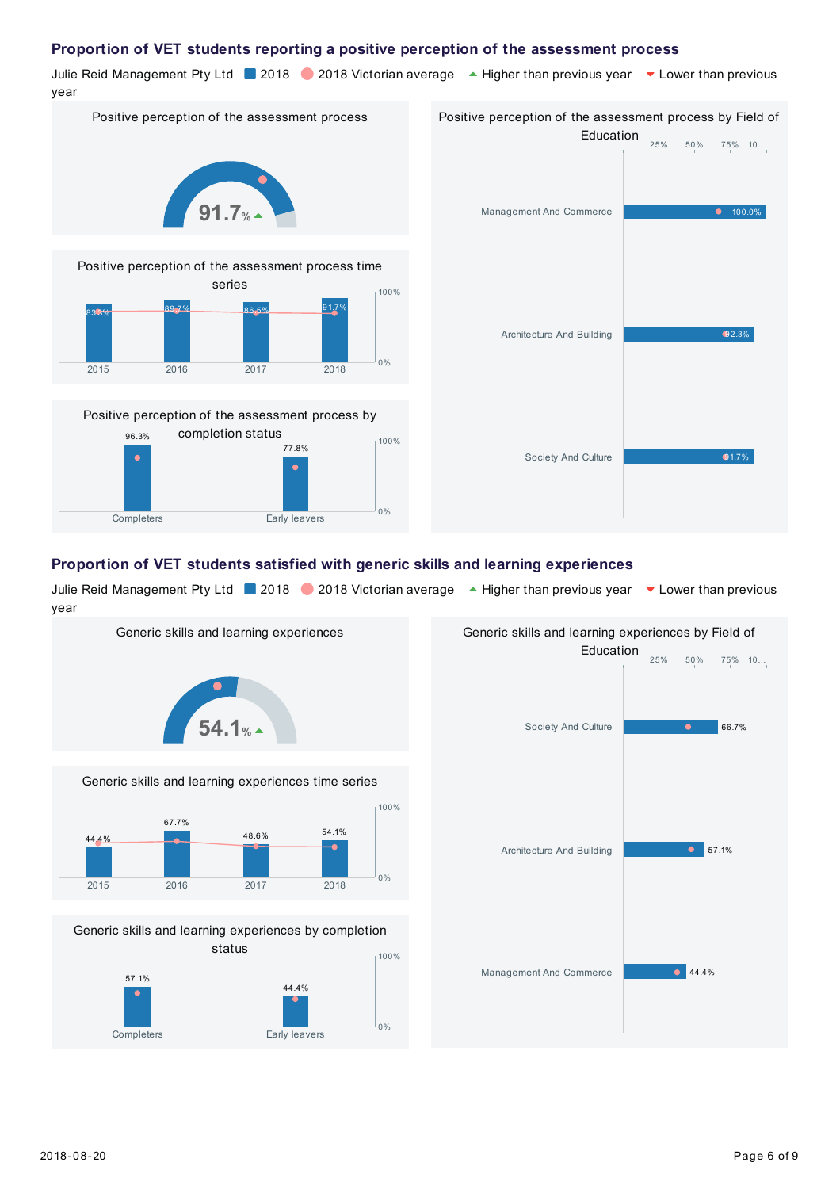## Proportion of VET students reporting a positive perception of the assessment process

Julie Reid Management Pty Ltd ■ 2018 ● 2018 Victorian average ▲ Higher than previous year ▼ Lower than previous year

### Positive perception of the assessment process

91.7% ▲

### Positive perception of the assessment process time series

| Year | Value |
|---|---|
| 2015 | 83.3% |
| 2016 | 89.7% |
| 2017 | 86.5% |
| 2018 | 91.7% |

### Positive perception of the assessment process by completion status

| Completion status | Value |
|---|---|
| Completers | 96.3% |
| Early leavers | 77.8% |

### Positive perception of the assessment process by Field of Education

| Field of Education | Value |
|---|---|
| Management And Commerce | 100.0% |
| Architecture And Building | 92.3% |
| Society And Culture | 91.7% |

## Proportion of VET students satisfied with generic skills and learning experiences

Julie Reid Management Pty Ltd ■ 2018 ● 2018 Victorian average ▲ Higher than previous year ▼ Lower than previous year

### Generic skills and learning experiences

54.1% ▲

### Generic skills and learning experiences time series

| Year | Value |
|---|---|
| 2015 | 44.4% |
| 2016 | 67.7% |
| 2017 | 48.6% |
| 2018 | 54.1% |

### Generic skills and learning experiences by completion status

| Completion status | Value |
|---|---|
| Completers | 57.1% |
| Early leavers | 44.4% |

### Generic skills and learning experiences by Field of Education

| Field of Education | Value |
|---|---|
| Society And Culture | 66.7% |
| Architecture And Building | 57.1% |
| Management And Commerce | 44.4% |

2018-08-20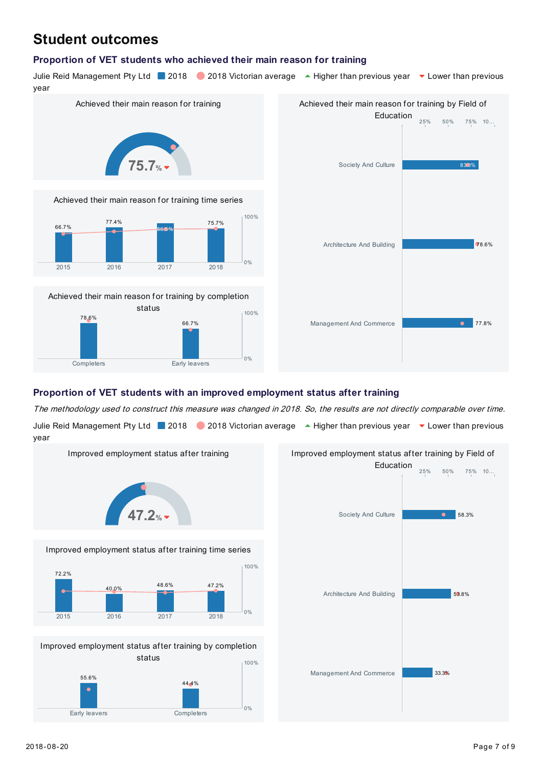# Student outcomes

## Proportion of VET students who achieved their main reason for training

Julie Reid Management Pty Ltd ■ 2018 ● 2018 Victorian average ▲ Higher than previous year ▼ Lower than previous year

### Achieved their main reason for training

75.7% ▼

### Achieved their main reason for training time series

| Year | Value |
|---|---|
| 2015 | 66.7% |
| 2016 | 77.4% |
| 2017 | 86.5% |
| 2018 | 75.7% |

### Achieved their main reason for training by completion status

| Completion status | Value |
|---|---|
| Completers | 78.6% |
| Early leavers | 66.7% |

### Achieved their main reason for training by Field of Education

| Field of Education | Value |
|---|---|
| Society And Culture | 83.3% |
| Architecture And Building | 78.6% |
| Management And Commerce | 77.8% |

## Proportion of VET students with an improved employment status after training

*The methodology used to construct this measure was changed in 2018. So, the results are not directly comparable over time.*

Julie Reid Management Pty Ltd ■ 2018 ● 2018 Victorian average ▲ Higher than previous year ▼ Lower than previous year

### Improved employment status after training

47.2% ▼

### Improved employment status after training time series

| Year | Value |
|---|---|
| 2015 | 72.2% |
| 2016 | 40.0% |
| 2017 | 48.6% |
| 2018 | 47.2% |

### Improved employment status after training by completion status

| Completion status | Value |
|---|---|
| Early leavers | 55.6% |
| Completers | 44.4% |

### Improved employment status after training by Field of Education

| Field of Education | Value |
|---|---|
| Society And Culture | 58.3% |
| Architecture And Building | 53.8% |
| Management And Commerce | 33.3% |

2018-08-20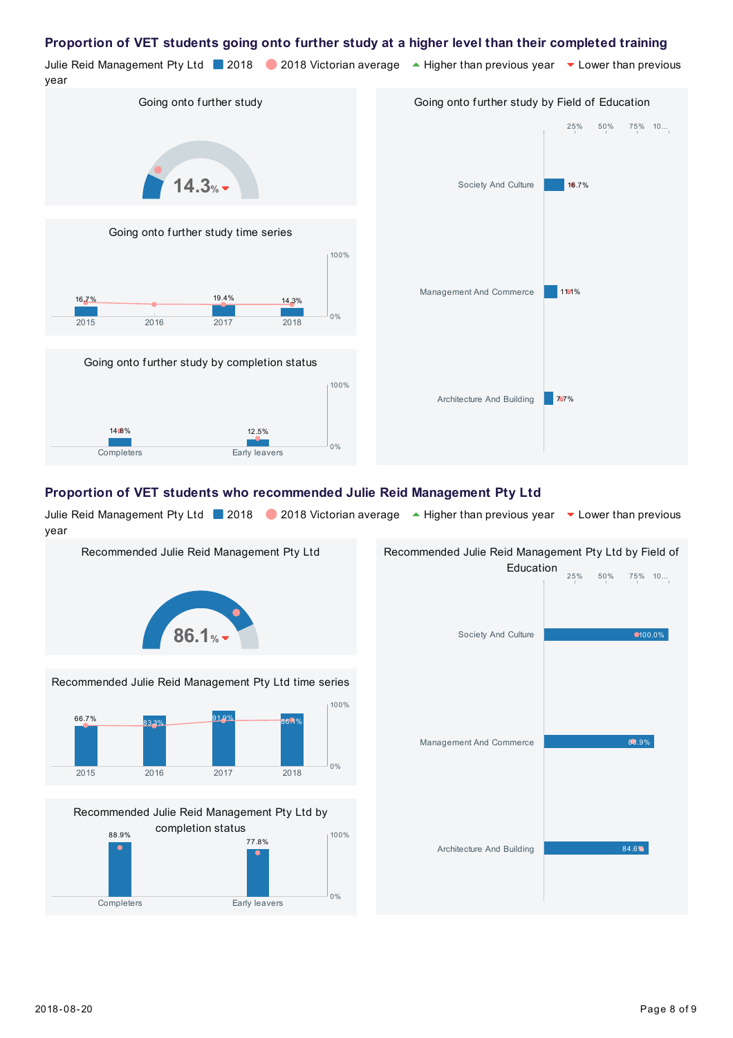## Proportion of VET students going onto further study at a higher level than their completed training

Julie Reid Management Pty Ltd ■ 2018 ● 2018 Victorian average ▲ Higher than previous year ▼ Lower than previous year

### Going onto further study

14.3% ▼

### Going onto further study time series

| Year | Value |
|---|---|
| 2015 | 16.7% |
| 2016 | |
| 2017 | 19.4% |
| 2018 | 14.3% |

### Going onto further study by completion status

| Status | Value |
|---|---|
| Completers | 14.8% |
| Early leavers | 12.5% |

### Going onto further study by Field of Education

| Field of Education | Value |
|---|---|
| Society And Culture | 16.7% |
| Management And Commerce | 11.1% |
| Architecture And Building | 7.7% |

## Proportion of VET students who recommended Julie Reid Management Pty Ltd

Julie Reid Management Pty Ltd ■ 2018 ● 2018 Victorian average ▲ Higher than previous year ▼ Lower than previous year

### Recommended Julie Reid Management Pty Ltd

86.1% ▼

### Recommended Julie Reid Management Pty Ltd time series

| Year | Value |
|---|---|
| 2015 | 66.7% |
| 2016 | 83.3% |
| 2017 | 91.9% |
| 2018 | 86.1% |

### Recommended Julie Reid Management Pty Ltd by completion status

| Status | Value |
|---|---|
| Completers | 88.9% |
| Early leavers | 77.8% |

### Recommended Julie Reid Management Pty Ltd by Field of Education

| Field of Education | Value |
|---|---|
| Society And Culture | 100.0% |
| Management And Commerce | 88.9% |
| Architecture And Building | 84.6% |

2018-08-20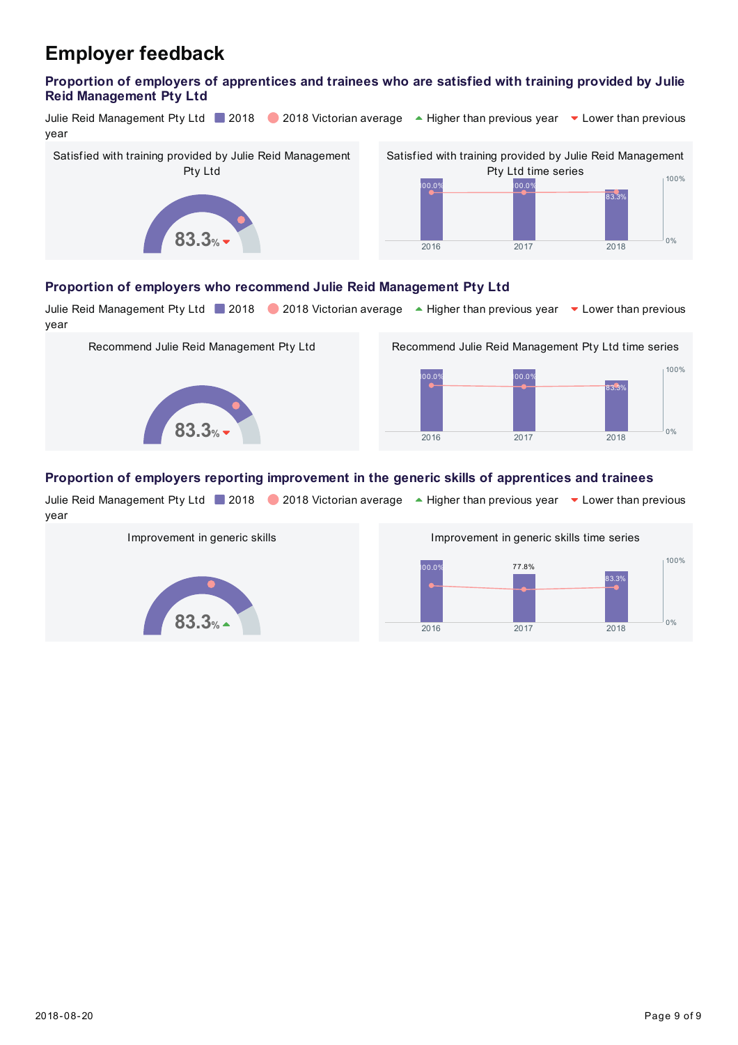# Employer feedback

## Proportion of employers of apprentices and trainees who are satisfied with training provided by Julie Reid Management Pty Ltd

Julie Reid Management Pty Ltd 2018   2018 Victorian average   Higher than previous year   Lower than previous year

Satisfied with training provided by Julie Reid Management Pty Ltd

83.3%

Satisfied with training provided by Julie Reid Management Pty Ltd time series

100.0%
100.0%
83.3%
2016
2017
2018
100%
0%

## Proportion of employers who recommend Julie Reid Management Pty Ltd

Julie Reid Management Pty Ltd 2018   2018 Victorian average   Higher than previous year   Lower than previous year

Recommend Julie Reid Management Pty Ltd

83.3%

Recommend Julie Reid Management Pty Ltd time series

100.0%
100.0%
83.3%
2016
2017
2018
100%
0%

## Proportion of employers reporting improvement in the generic skills of apprentices and trainees

Julie Reid Management Pty Ltd 2018   2018 Victorian average   Higher than previous year   Lower than previous year

Improvement in generic skills

83.3%

Improvement in generic skills time series

100.0%
77.8%
83.3%
2016
2017
2018
100%
0%

2018-08-20